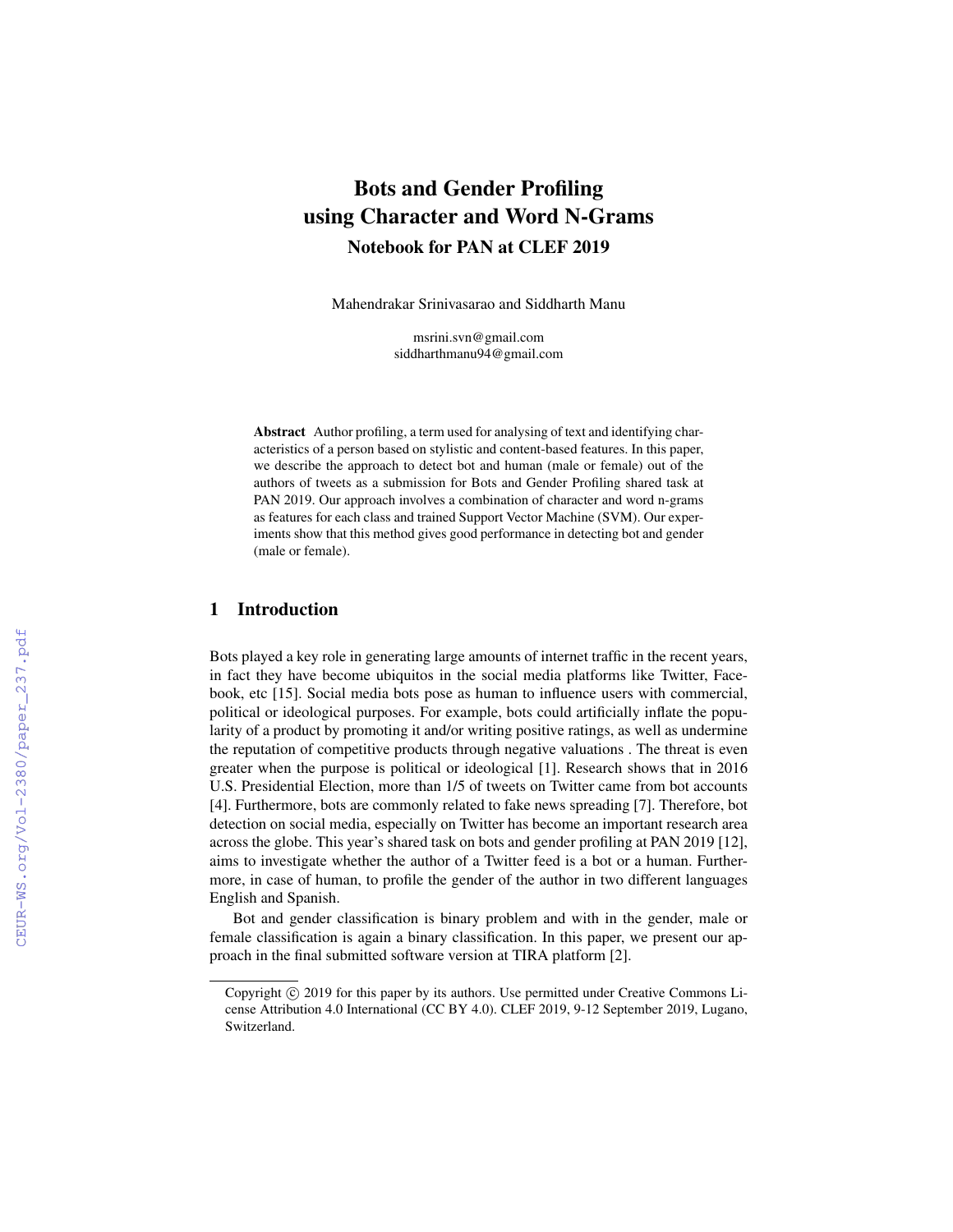# Bots and Gender Profiling using Character and Word N-Grams

## Notebook for PAN at CLEF 2019

Mahendrakar Srinivasarao and Siddharth Manu

msrini.svn@gmail.com
siddharthmanu94@gmail.com

**Abstract** Author profiling, a term used for analysing of text and identifying characteristics of a person based on stylistic and content-based features. In this paper, we describe the approach to detect bot and human (male or female) out of the authors of tweets as a submission for Bots and Gender Profiling shared task at PAN 2019. Our approach involves a combination of character and word n-grams as features for each class and trained Support Vector Machine (SVM). Our experiments show that this method gives good performance in detecting bot and gender (male or female).

## 1 Introduction

Bots played a key role in generating large amounts of internet traffic in the recent years, in fact they have become ubiquitos in the social media platforms like Twitter, Facebook, etc [15]. Social media bots pose as human to influence users with commercial, political or ideological purposes. For example, bots could artificially inflate the popularity of a product by promoting it and/or writing positive ratings, as well as undermine the reputation of competitive products through negative valuations . The threat is even greater when the purpose is political or ideological [1]. Research shows that in 2016 U.S. Presidential Election, more than 1/5 of tweets on Twitter came from bot accounts [4]. Furthermore, bots are commonly related to fake news spreading [7]. Therefore, bot detection on social media, especially on Twitter has become an important research area across the globe. This year's shared task on bots and gender profiling at PAN 2019 [12], aims to investigate whether the author of a Twitter feed is a bot or a human. Furthermore, in case of human, to profile the gender of the author in two different languages English and Spanish.

Bot and gender classification is binary problem and with in the gender, male or female classification is again a binary classification. In this paper, we present our approach in the final submitted software version at TIRA platform [2].

Copyright © 2019 for this paper by its authors. Use permitted under Creative Commons License Attribution 4.0 International (CC BY 4.0). CLEF 2019, 9-12 September 2019, Lugano, Switzerland.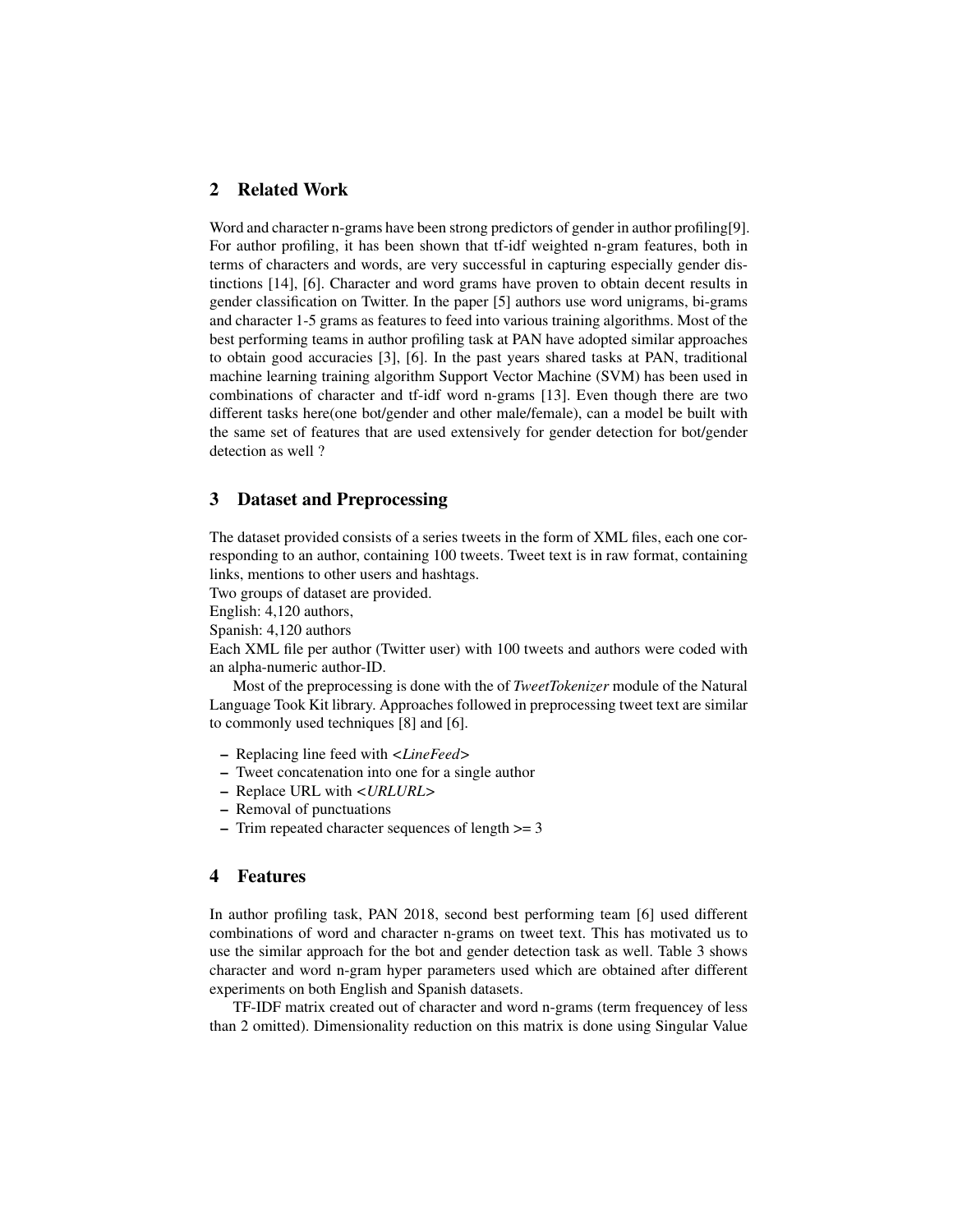## 2 Related Work

Word and character n-grams have been strong predictors of gender in author profiling[9]. For author profiling, it has been shown that tf-idf weighted n-gram features, both in terms of characters and words, are very successful in capturing especially gender distinctions [14], [6]. Character and word grams have proven to obtain decent results in gender classification on Twitter. In the paper [5] authors use word unigrams, bi-grams and character 1-5 grams as features to feed into various training algorithms. Most of the best performing teams in author profiling task at PAN have adopted similar approaches to obtain good accuracies [3], [6]. In the past years shared tasks at PAN, traditional machine learning training algorithm Support Vector Machine (SVM) has been used in combinations of character and tf-idf word n-grams [13]. Even though there are two different tasks here(one bot/gender and other male/female), can a model be built with the same set of features that are used extensively for gender detection for bot/gender detection as well ?

## 3 Dataset and Preprocessing

The dataset provided consists of a series tweets in the form of XML files, each one corresponding to an author, containing 100 tweets. Tweet text is in raw format, containing links, mentions to other users and hashtags.
Two groups of dataset are provided.
English: 4,120 authors,
Spanish: 4,120 authors
Each XML file per author (Twitter user) with 100 tweets and authors were coded with an alpha-numeric author-ID.

Most of the preprocessing is done with the of *TweetTokenizer* module of the Natural Language Took Kit library. Approaches followed in preprocessing tweet text are similar to commonly used techniques [8] and [6].

- Replacing line feed with <*LineFeed*>
- Tweet concatenation into one for a single author
- Replace URL with <*URLURL*>
- Removal of punctuations
- Trim repeated character sequences of length >= 3

## 4 Features

In author profiling task, PAN 2018, second best performing team [6] used different combinations of word and character n-grams on tweet text. This has motivated us to use the similar approach for the bot and gender detection task as well. Table 3 shows character and word n-gram hyper parameters used which are obtained after different experiments on both English and Spanish datasets.

TF-IDF matrix created out of character and word n-grams (term frequencey of less than 2 omitted). Dimensionality reduction on this matrix is done using Singular Value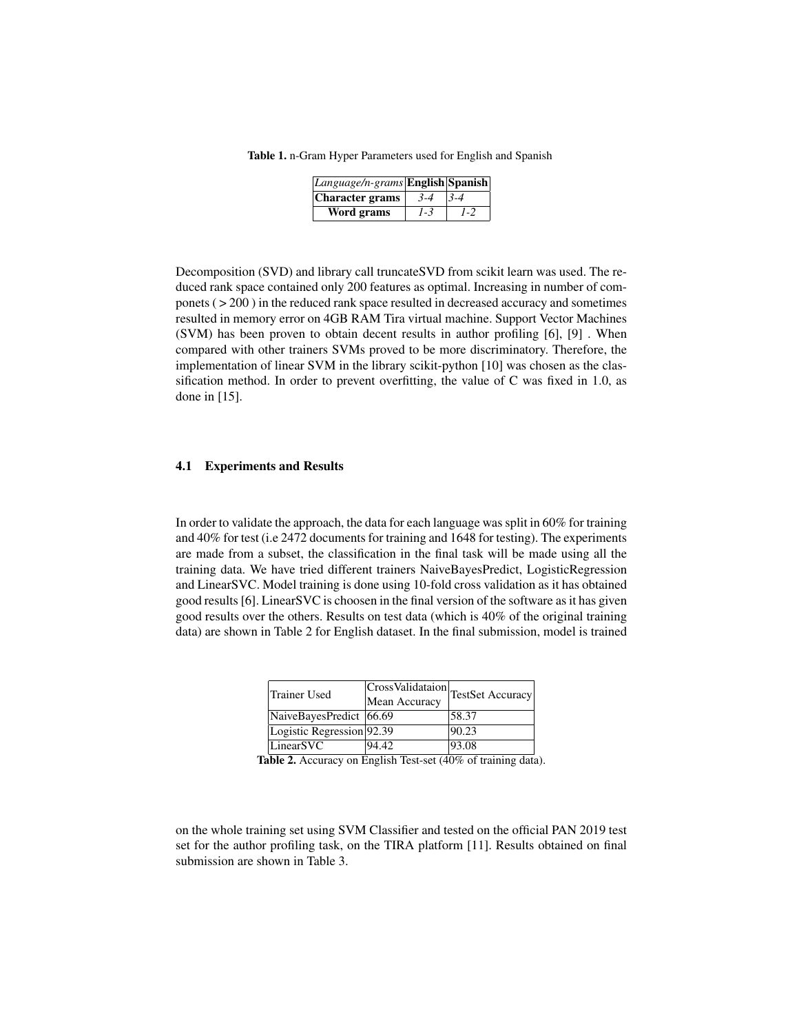**Table 1.** n-Gram Hyper Parameters used for English and Spanish

| *Language/n-grams* | **English** | **Spanish** |
|---|---|---|
| **Character grams** | *3-4* | *3-4* |
| **Word grams** | *1-3* | *1-2* |

Decomposition (SVD) and library call truncateSVD from scikit learn was used. The reduced rank space contained only 200 features as optimal. Increasing in number of componets ( > 200 ) in the reduced rank space resulted in decreased accuracy and sometimes resulted in memory error on 4GB RAM Tira virtual machine. Support Vector Machines (SVM) has been proven to obtain decent results in author profiling [6], [9] . When compared with other trainers SVMs proved to be more discriminatory. Therefore, the implementation of linear SVM in the library scikit-python [10] was chosen as the classification method. In order to prevent overfitting, the value of C was fixed in 1.0, as done in [15].

### 4.1 Experiments and Results

In order to validate the approach, the data for each language was split in 60% for training and 40% for test (i.e 2472 documents for training and 1648 for testing). The experiments are made from a subset, the classification in the final task will be made using all the training data. We have tried different trainers NaiveBayesPredict, LogisticRegression and LinearSVC. Model training is done using 10-fold cross validation as it has obtained good results [6]. LinearSVC is choosen in the final version of the software as it has given good results over the others. Results on test data (which is 40% of the original training data) are shown in Table 2 for English dataset. In the final submission, model is trained on the whole training set using SVM Classifier and tested on the official PAN 2019 test set for the author profiling task, on the TIRA platform [11]. Results obtained on final submission are shown in Table 3.

| Trainer Used | CrossValidataion Mean Accuracy | TestSet Accuracy |
|---|---|---|
| NaiveBayesPredict | 66.69 | 58.37 |
| Logistic Regression | 92.39 | 90.23 |
| LinearSVC | 94.42 | 93.08 |

**Table 2.** Accuracy on English Test-set (40% of training data).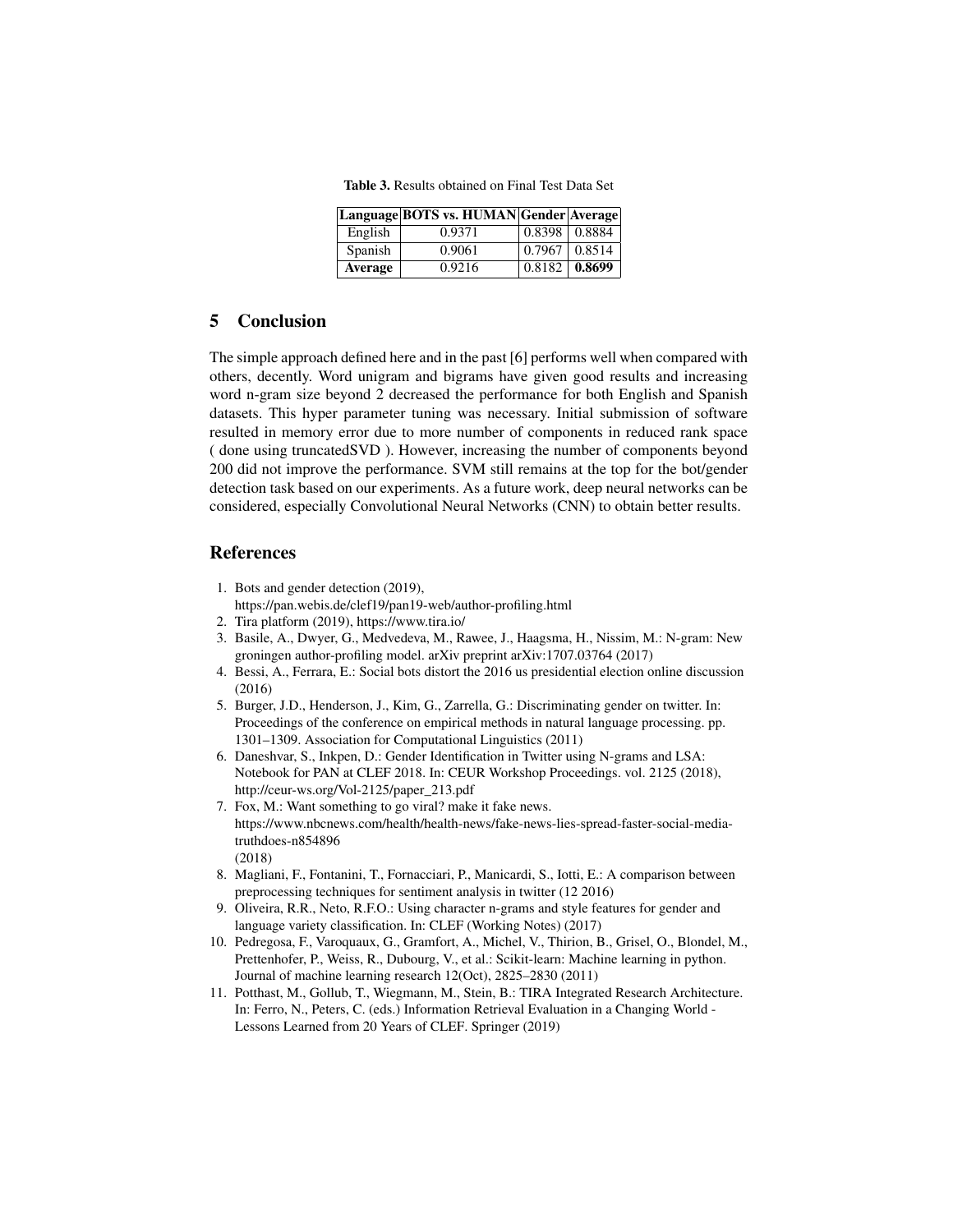**Table 3.** Results obtained on Final Test Data Set

| **Language** | **BOTS vs. HUMAN** | **Gender** | **Average** |
|---|---|---|---|
| English | 0.9371 | 0.8398 | 0.8884 |
| Spanish | 0.9061 | 0.7967 | 0.8514 |
| **Average** | 0.9216 | 0.8182 | **0.8699** |

## 5 Conclusion

The simple approach defined here and in the past [6] performs well when compared with others, decently. Word unigram and bigrams have given good results and increasing word n-gram size beyond 2 decreased the performance for both English and Spanish datasets. This hyper parameter tuning was necessary. Initial submission of software resulted in memory error due to more number of components in reduced rank space ( done using truncatedSVD ). However, increasing the number of components beyond 200 did not improve the performance. SVM still remains at the top for the bot/gender detection task based on our experiments. As a future work, deep neural networks can be considered, especially Convolutional Neural Networks (CNN) to obtain better results.

## References

1. Bots and gender detection (2019), https://pan.webis.de/clef19/pan19-web/author-profiling.html
2. Tira platform (2019), https://www.tira.io/
3. Basile, A., Dwyer, G., Medvedeva, M., Rawee, J., Haagsma, H., Nissim, M.: N-gram: New groningen author-profiling model. arXiv preprint arXiv:1707.03764 (2017)
4. Bessi, A., Ferrara, E.: Social bots distort the 2016 us presidential election online discussion (2016)
5. Burger, J.D., Henderson, J., Kim, G., Zarrella, G.: Discriminating gender on twitter. In: Proceedings of the conference on empirical methods in natural language processing. pp. 1301–1309. Association for Computational Linguistics (2011)
6. Daneshvar, S., Inkpen, D.: Gender Identification in Twitter using N-grams and LSA: Notebook for PAN at CLEF 2018. In: CEUR Workshop Proceedings. vol. 2125 (2018), http://ceur-ws.org/Vol-2125/paper_213.pdf
7. Fox, M.: Want something to go viral? make it fake news. https://www.nbcnews.com/health/health-news/fake-news-lies-spread-faster-social-media-truthdoes-n854896 (2018)
8. Magliani, F., Fontanini, T., Fornacciari, P., Manicardi, S., Iotti, E.: A comparison between preprocessing techniques for sentiment analysis in twitter (12 2016)
9. Oliveira, R.R., Neto, R.F.O.: Using character n-grams and style features for gender and language variety classification. In: CLEF (Working Notes) (2017)
10. Pedregosa, F., Varoquaux, G., Gramfort, A., Michel, V., Thirion, B., Grisel, O., Blondel, M., Prettenhofer, P., Weiss, R., Dubourg, V., et al.: Scikit-learn: Machine learning in python. Journal of machine learning research 12(Oct), 2825–2830 (2011)
11. Potthast, M., Gollub, T., Wiegmann, M., Stein, B.: TIRA Integrated Research Architecture. In: Ferro, N., Peters, C. (eds.) Information Retrieval Evaluation in a Changing World - Lessons Learned from 20 Years of CLEF. Springer (2019)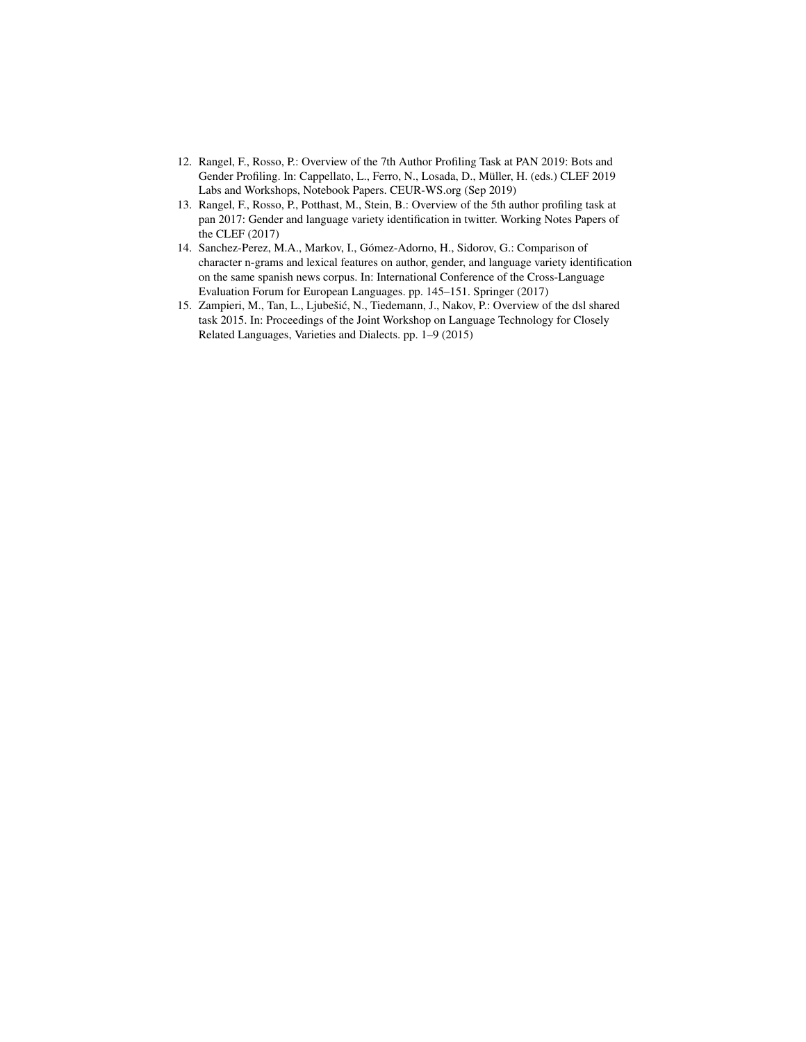12. Rangel, F., Rosso, P.: Overview of the 7th Author Profiling Task at PAN 2019: Bots and Gender Profiling. In: Cappellato, L., Ferro, N., Losada, D., Müller, H. (eds.) CLEF 2019 Labs and Workshops, Notebook Papers. CEUR-WS.org (Sep 2019)
13. Rangel, F., Rosso, P., Potthast, M., Stein, B.: Overview of the 5th author profiling task at pan 2017: Gender and language variety identification in twitter. Working Notes Papers of the CLEF (2017)
14. Sanchez-Perez, M.A., Markov, I., Gómez-Adorno, H., Sidorov, G.: Comparison of character n-grams and lexical features on author, gender, and language variety identification on the same spanish news corpus. In: International Conference of the Cross-Language Evaluation Forum for European Languages. pp. 145–151. Springer (2017)
15. Zampieri, M., Tan, L., Ljubešić, N., Tiedemann, J., Nakov, P.: Overview of the dsl shared task 2015. In: Proceedings of the Joint Workshop on Language Technology for Closely Related Languages, Varieties and Dialects. pp. 1–9 (2015)